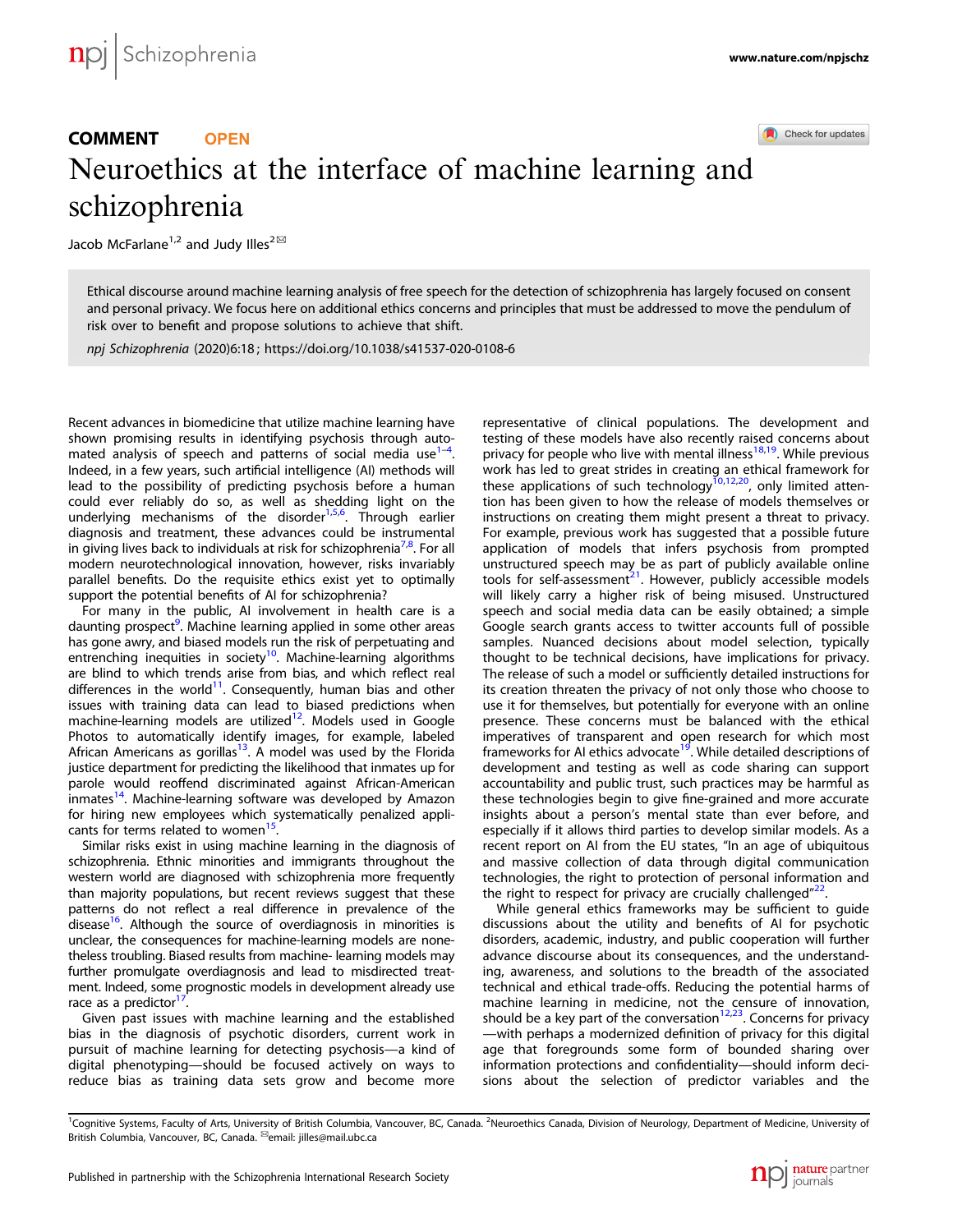COMMENT OPEN

# Neuroethics at the interface of machine learning and schizophrenia

Jacob McFarlane[1,2] and Judy Illes[2]✉

Ethical discourse around machine learning analysis of free speech for the detection of schizophrenia has largely focused on consent and personal privacy. We focus here on additional ethics concerns and principles that must be addressed to move the pendulum of risk over to benefit and propose solutions to achieve that shift.

*npj Schizophrenia* (2020)6:18 ; https://doi.org/10.1038/s41537-020-0108-6

Recent advances in biomedicine that utilize machine learning have shown promising results in identifying psychosis through automated analysis of speech and patterns of social media use[1–4]. Indeed, in a few years, such artificial intelligence (AI) methods will lead to the possibility of predicting psychosis before a human could ever reliably do so, as well as shedding light on the underlying mechanisms of the disorder[1,5,6]. Through earlier diagnosis and treatment, these advances could be instrumental in giving lives back to individuals at risk for schizophrenia[7,8]. For all modern neurotechnological innovation, however, risks invariably parallel benefits. Do the requisite ethics exist yet to optimally support the potential benefits of AI for schizophrenia?

For many in the public, AI involvement in health care is a daunting prospect[9]. Machine learning applied in some other areas has gone awry, and biased models run the risk of perpetuating and entrenching inequities in society[10]. Machine-learning algorithms are blind to which trends arise from bias, and which reflect real differences in the world[11]. Consequently, human bias and other issues with training data can lead to biased predictions when machine-learning models are utilized[12]. Models used in Google Photos to automatically identify images, for example, labeled African Americans as gorillas[13]. A model was used by the Florida justice department for predicting the likelihood that inmates up for parole would reoffend discriminated against African-American inmates[14]. Machine-learning software was developed by Amazon for hiring new employees which systematically penalized applicants for terms related to women[15].

Similar risks exist in using machine learning in the diagnosis of schizophrenia. Ethnic minorities and immigrants throughout the western world are diagnosed with schizophrenia more frequently than majority populations, but recent reviews suggest that these patterns do not reflect a real difference in prevalence of the disease[16]. Although the source of overdiagnosis in minorities is unclear, the consequences for machine-learning models are nonetheless troubling. Biased results from machine- learning models may further promulgate overdiagnosis and lead to misdirected treatment. Indeed, some prognostic models in development already use race as a predictor[17].

Given past issues with machine learning and the established bias in the diagnosis of psychotic disorders, current work in pursuit of machine learning for detecting psychosis—a kind of digital phenotyping—should be focused actively on ways to reduce bias as training data sets grow and become more representative of clinical populations. The development and testing of these models have also recently raised concerns about privacy for people who live with mental illness[18,19]. While previous work has led to great strides in creating an ethical framework for these applications of such technology[10,12,20], only limited attention has been given to how the release of models themselves or instructions on creating them might present a threat to privacy. For example, previous work has suggested that a possible future application of models that infers psychosis from prompted unstructured speech may be as part of publicly available online tools for self-assessment[21]. However, publicly accessible models will likely carry a higher risk of being misused. Unstructured speech and social media data can be easily obtained; a simple Google search grants access to twitter accounts full of possible samples. Nuanced decisions about model selection, typically thought to be technical decisions, have implications for privacy. The release of such a model or sufficiently detailed instructions for its creation threaten the privacy of not only those who choose to use it for themselves, but potentially for everyone with an online presence. These concerns must be balanced with the ethical imperatives of transparent and open research for which most frameworks for AI ethics advocate[19]. While detailed descriptions of development and testing as well as code sharing can support accountability and public trust, such practices may be harmful as these technologies begin to give fine-grained and more accurate insights about a person's mental state than ever before, and especially if it allows third parties to develop similar models. As a recent report on AI from the EU states, "In an age of ubiquitous and massive collection of data through digital communication technologies, the right to protection of personal information and the right to respect for privacy are crucially challenged"[22].

While general ethics frameworks may be sufficient to guide discussions about the utility and benefits of AI for psychotic disorders, academic, industry, and public cooperation will further advance discourse about its consequences, and the understanding, awareness, and solutions to the breadth of the associated technical and ethical trade-offs. Reducing the potential harms of machine learning in medicine, not the censure of innovation, should be a key part of the conversation[12,23]. Concerns for privacy—with perhaps a modernized definition of privacy for this digital age that foregrounds some form of bounded sharing over information protections and confidentiality—should inform decisions about the selection of predictor variables and the

[1]Cognitive Systems, Faculty of Arts, University of British Columbia, Vancouver, BC, Canada. [2]Neuroethics Canada, Division of Neurology, Department of Medicine, University of British Columbia, Vancouver, BC, Canada. ✉email: jilles@mail.ubc.ca

Published in partnership with the Schizophrenia International Research Society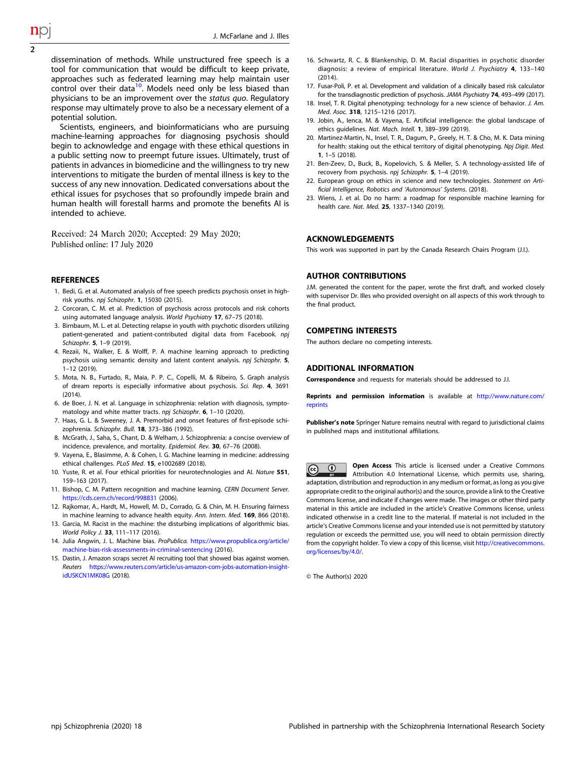dissemination of methods. While unstructured free speech is a tool for communication that would be difficult to keep private, approaches such as federated learning may help maintain user control over their data[10]. Models need only be less biased than physicians to be an improvement over the *status quo*. Regulatory response may ultimately prove to also be a necessary element of a potential solution.

Scientists, engineers, and bioinformaticians who are pursuing machine-learning approaches for diagnosing psychosis should begin to acknowledge and engage with these ethical questions in a public setting now to preempt future issues. Ultimately, trust of patients in advances in biomedicine and the willingness to try new interventions to mitigate the burden of mental illness is key to the success of any new innovation. Dedicated conversations about the ethical issues for psychoses that so profoundly impede brain and human health will forestall harms and promote the benefits AI is intended to achieve.

Received: 24 March 2020; Accepted: 29 May 2020;
Published online: 17 July 2020

## REFERENCES

1. Bedi, G. et al. Automated analysis of free speech predicts psychosis onset in high-risk youths. *npj Schizophr.* **1**, 15030 (2015).
2. Corcoran, C. M. et al. Prediction of psychosis across protocols and risk cohorts using automated language analysis. *World Psychiatry* **17**, 67–75 (2018).
3. Birnbaum, M. L. et al. Detecting relapse in youth with psychotic disorders utilizing patient-generated and patient-contributed digital data from Facebook. *npj Schizophr.* **5**, 1–9 (2019).
4. Rezaii, N., Walker, E. & Wolff, P. A machine learning approach to predicting psychosis using semantic density and latent content analysis. *npj Schizophr.* **5**, 1–12 (2019).
5. Mota, N. B., Furtado, R., Maia, P. P. C., Copelli, M. & Ribeiro, S. Graph analysis of dream reports is especially informative about psychosis. *Sci. Rep.* **4**, 3691 (2014).
6. de Boer, J. N. et al. Language in schizophrenia: relation with diagnosis, symptomatology and white matter tracts. *npj Schizophr.* **6**, 1–10 (2020).
7. Haas, G. L. & Sweeney, J. A. Premorbid and onset features of first-episode schizophrenia. *Schizophr. Bull.* **18**, 373–386 (1992).
8. McGrath, J., Saha, S., Chant, D. & Welham, J. Schizophrenia: a concise overview of incidence, prevalence, and mortality. *Epidemiol. Rev.* **30**, 67–76 (2008).
9. Vayena, E., Blasimme, A. & Cohen, I. G. Machine learning in medicine: addressing ethical challenges. *PLoS Med.* **15**, e1002689 (2018).
10. Yuste, R. et al. Four ethical priorities for neurotechnologies and AI. *Nature* **551**, 159–163 (2017).
11. Bishop, C. M. Pattern recognition and machine learning. *CERN Document Server.* https://cds.cern.ch/record/998831 (2006).
12. Rajkomar, A., Hardt, M., Howell, M. D., Corrado, G. & Chin, M. H. Ensuring fairness in machine learning to advance health equity. *Ann. Intern. Med.* **169**, 866 (2018).
13. Garcia, M. Racist in the machine: the disturbing implications of algorithmic bias. *World Policy J.* **33**, 111–117 (2016).
14. Julia Angwin, J. L. Machine bias. *ProPublica.* https://www.propublica.org/article/machine-bias-risk-assessments-in-criminal-sentencing (2016).
15. Dastin, J. Amazon scraps secret AI recruiting tool that showed bias against women. *Reuters* https://www.reuters.com/article/us-amazon-com-jobs-automation-insight-idUSKCN1MK08G (2018).
16. Schwartz, R. C. & Blankenship, D. M. Racial disparities in psychotic disorder diagnosis: a review of empirical literature. *World J. Psychiatry* **4**, 133–140 (2014).
17. Fusar-Poli, P. et al. Development and validation of a clinically based risk calculator for the transdiagnostic prediction of psychosis. *JAMA Psychiatry* **74**, 493–499 (2017).
18. Insel, T. R. Digital phenotyping: technology for a new science of behavior. *J. Am. Med. Asoc.* **318**, 1215–1216 (2017).
19. Jobin, A., Ienca, M. & Vayena, E. Artificial intelligence: the global landscape of ethics guidelines. *Nat. Mach. Intell.* **1**, 389–399 (2019).
20. Martinez-Martin, N., Insel, T. R., Dagum, P., Greely, H. T. & Cho, M. K. Data mining for health: staking out the ethical territory of digital phenotyping. *Npj Digit. Med.* **1**, 1–5 (2018).
21. Ben-Zeev, D., Buck, B., Kopelovich, S. & Meller, S. A technology-assisted life of recovery from psychosis. *npj Schizophr.* **5**, 1–4 (2019).
22. European group on ethics in science and new technologies. *Statement on Artificial Intelligence, Robotics and 'Autonomous' Systems*. (2018).
23. Wiens, J. et al. Do no harm: a roadmap for responsible machine learning for health care. *Nat. Med.* **25**, 1337–1340 (2019).

## ACKNOWLEDGEMENTS

This work was supported in part by the Canada Research Chairs Program (J.I.).

## AUTHOR CONTRIBUTIONS

J.M. generated the content for the paper, wrote the first draft, and worked closely with supervisor Dr. Illes who provided oversight on all aspects of this work through to the final product.

## COMPETING INTERESTS

The authors declare no competing interests.

## ADDITIONAL INFORMATION

**Correspondence** and requests for materials should be addressed to J.I.

**Reprints and permission information** is available at http://www.nature.com/reprints

**Publisher's note** Springer Nature remains neutral with regard to jurisdictional claims in published maps and institutional affiliations.

**Open Access** This article is licensed under a Creative Commons Attribution 4.0 International License, which permits use, sharing, adaptation, distribution and reproduction in any medium or format, as long as you give appropriate credit to the original author(s) and the source, provide a link to the Creative Commons license, and indicate if changes were made. The images or other third party material in this article are included in the article's Creative Commons license, unless indicated otherwise in a credit line to the material. If material is not included in the article's Creative Commons license and your intended use is not permitted by statutory regulation or exceeds the permitted use, you will need to obtain permission directly from the copyright holder. To view a copy of this license, visit http://creativecommons.org/licenses/by/4.0/.

© The Author(s) 2020